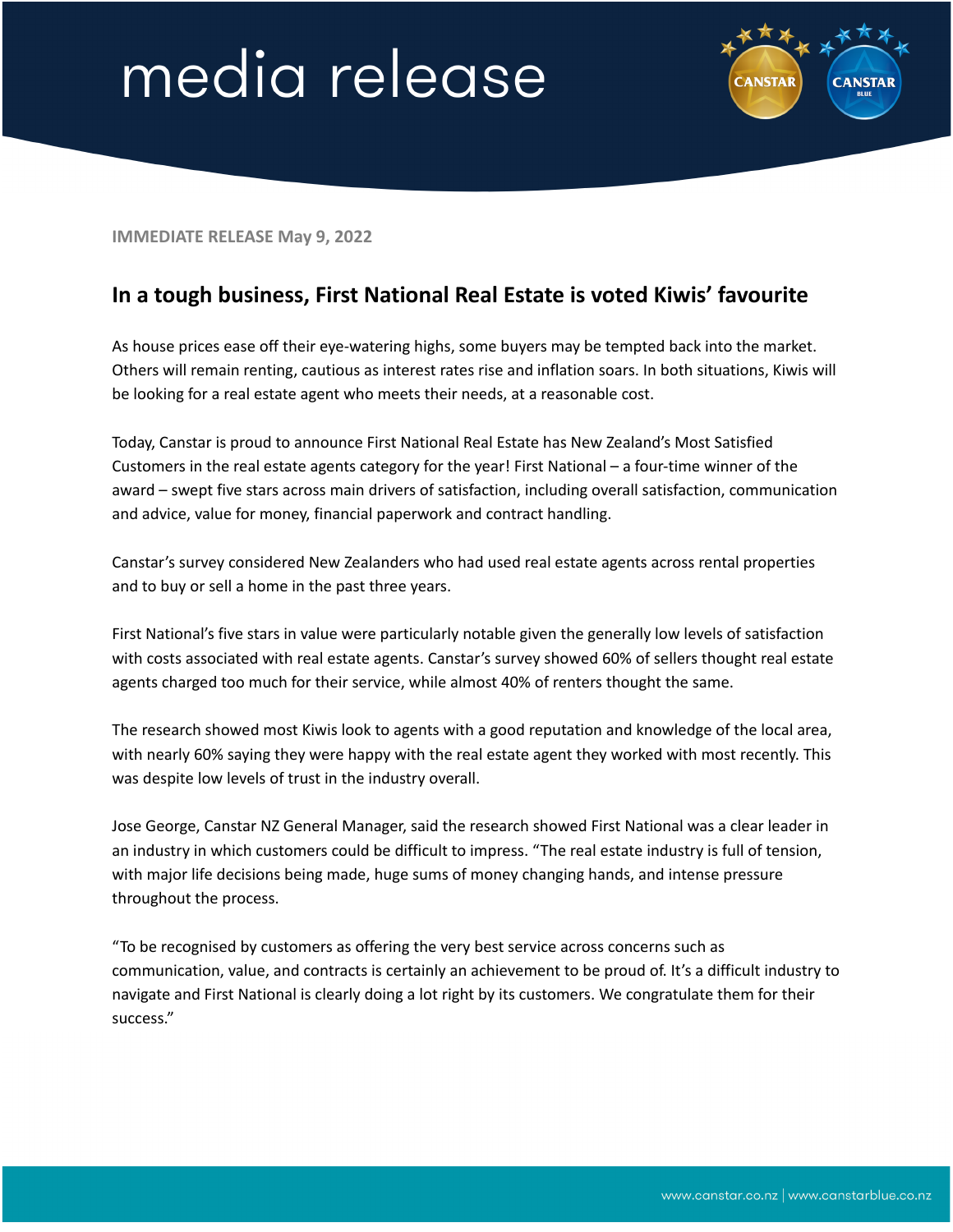# media release

**IMMEDIATE RELEASE May 9, 2022**

## In a tough business, First National Real Estate is voted Kiwis' favourite

As house prices ease off their eye-watering highs, some buyers may be tempted back into the market. Others will remain renting, cautious as interest rates rise and inflation soars. In both situations, Kiwis will be looking for a real estate agent who meets their needs, at a reasonable cost.

Today, Canstar is proud to announce First National Real Estate has New Zealand's Most Satisfied Customers in the real estate agents category for the year! First National – a four-time winner of the award – swept five stars across main drivers of satisfaction, including overall satisfaction, communication and advice, value for money, financial paperwork and contract handling.

Canstar's survey considered New Zealanders who had used real estate agents across rental properties and to buy or sell a home in the past three years.

First National's five stars in value were particularly notable given the generally low levels of satisfaction with costs associated with real estate agents. Canstar's survey showed 60% of sellers thought real estate agents charged too much for their service, while almost 40% of renters thought the same.

The research showed most Kiwis look to agents with a good reputation and knowledge of the local area, with nearly 60% saying they were happy with the real estate agent they worked with most recently. This was despite low levels of trust in the industry overall.

Jose George, Canstar NZ General Manager, said the research showed First National was a clear leader in an industry in which customers could be difficult to impress. "The real estate industry is full of tension, with major life decisions being made, huge sums of money changing hands, and intense pressure throughout the process.

"To be recognised by customers as offering the very best service across concerns such as communication, value, and contracts is certainly an achievement to be proud of. It's a difficult industry to navigate and First National is clearly doing a lot right by its customers. We congratulate them for their success."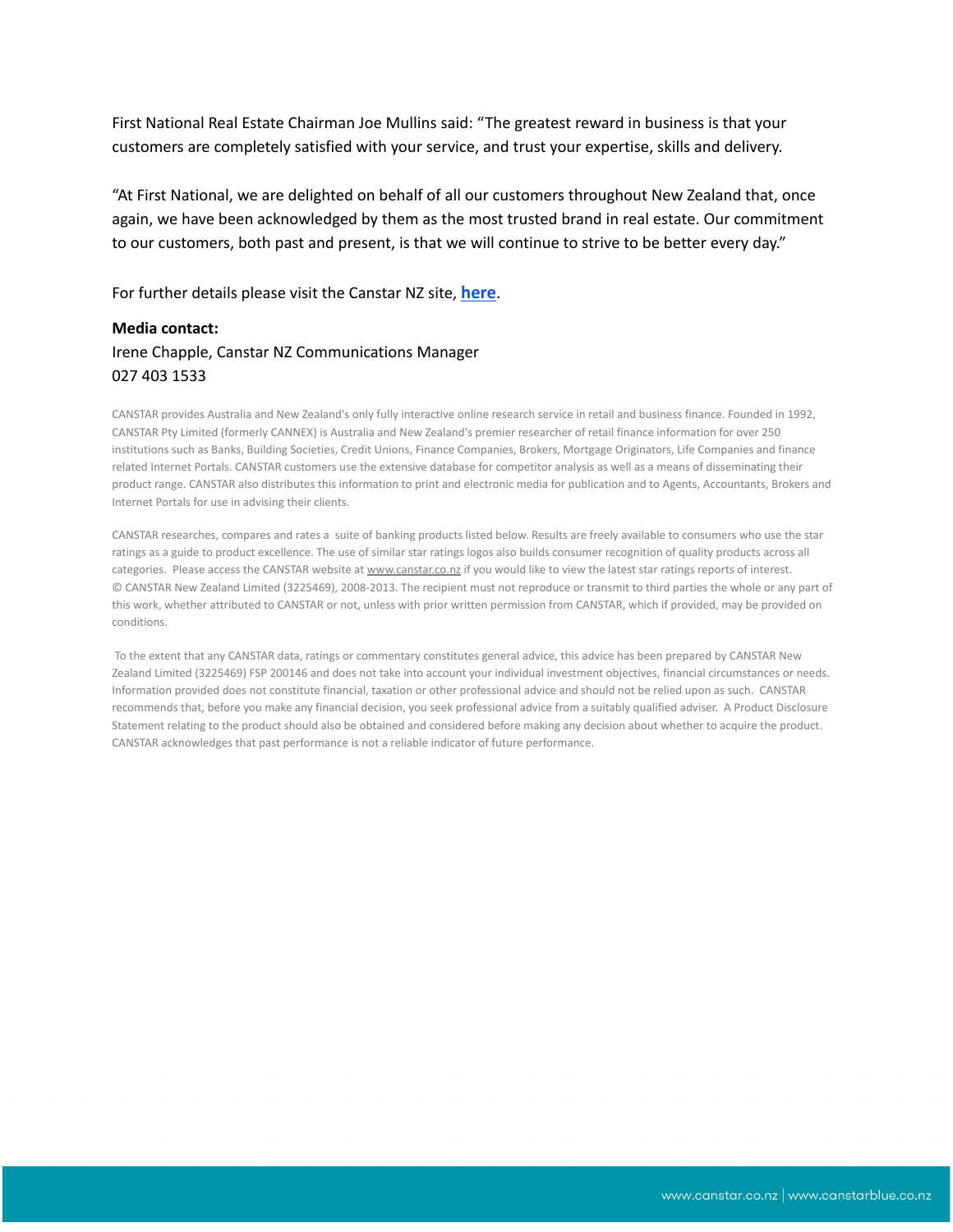First National Real Estate Chairman Joe Mullins said: "The greatest reward in business is that your customers are completely satisfied with your service, and trust your expertise, skills and delivery.

"At First National, we are delighted on behalf of all our customers throughout New Zealand that, once again, we have been acknowledged by them as the most trusted brand in real estate. Our commitment to our customers, both past and present, is that we will continue to strive to be better every day."

For further details please visit the Canstar NZ site, **here**.

**Media contact:**
Irene Chapple, Canstar NZ Communications Manager
027 403 1533

CANSTAR provides Australia and New Zealand's only fully interactive online research service in retail and business finance. Founded in 1992, CANSTAR Pty Limited (formerly CANNEX) is Australia and New Zealand's premier researcher of retail finance information for over 250 institutions such as Banks, Building Societies, Credit Unions, Finance Companies, Brokers, Mortgage Originators, Life Companies and finance related Internet Portals. CANSTAR customers use the extensive database for competitor analysis as well as a means of disseminating their product range. CANSTAR also distributes this information to print and electronic media for publication and to Agents, Accountants, Brokers and Internet Portals for use in advising their clients.

CANSTAR researches, compares and rates a suite of banking products listed below. Results are freely available to consumers who use the star ratings as a guide to product excellence. The use of similar star ratings logos also builds consumer recognition of quality products across all categories. Please access the CANSTAR website at www.canstar.co.nz if you would like to view the latest star ratings reports of interest.
© CANSTAR New Zealand Limited (3225469), 2008-2013. The recipient must not reproduce or transmit to third parties the whole or any part of this work, whether attributed to CANSTAR or not, unless with prior written permission from CANSTAR, which if provided, may be provided on conditions.

To the extent that any CANSTAR data, ratings or commentary constitutes general advice, this advice has been prepared by CANSTAR New Zealand Limited (3225469) FSP 200146 and does not take into account your individual investment objectives, financial circumstances or needs. Information provided does not constitute financial, taxation or other professional advice and should not be relied upon as such. CANSTAR recommends that, before you make any financial decision, you seek professional advice from a suitably qualified adviser. A Product Disclosure Statement relating to the product should also be obtained and considered before making any decision about whether to acquire the product. CANSTAR acknowledges that past performance is not a reliable indicator of future performance.